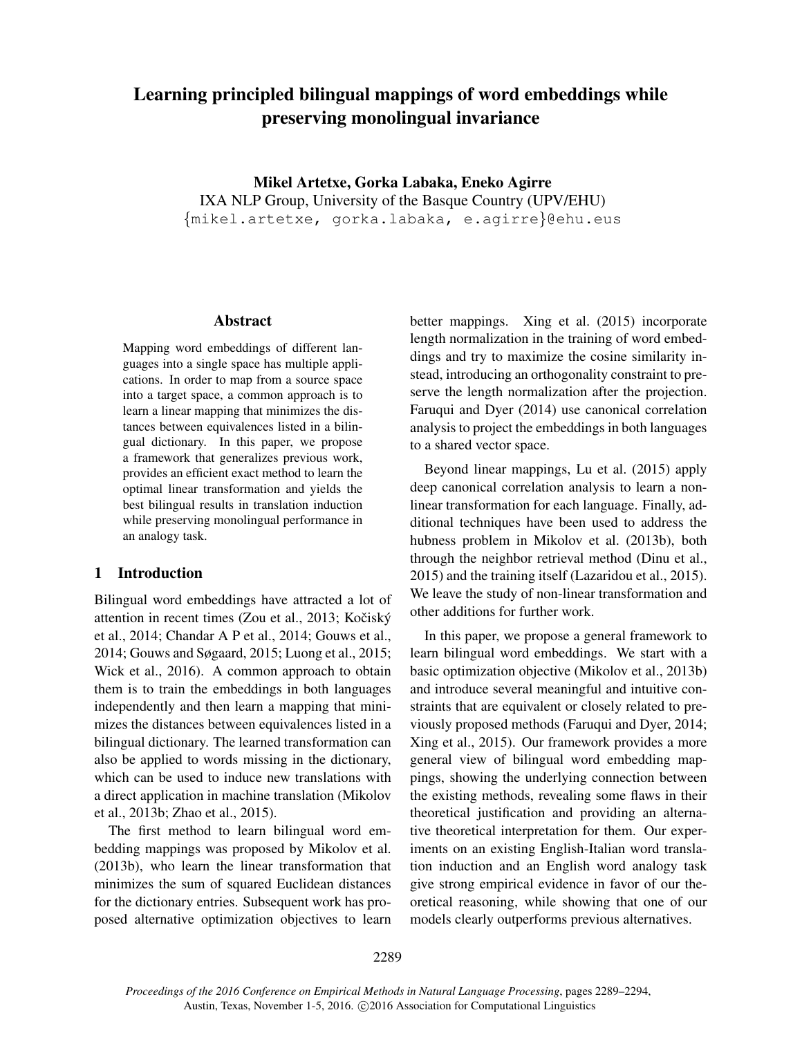# Learning principled bilingual mappings of word embeddings while preserving monolingual invariance

**Mikel Artetxe, Gorka Labaka, Eneko Agirre**
IXA NLP Group, University of the Basque Country (UPV/EHU)
{mikel.artetxe, gorka.labaka, e.agirre}@ehu.eus

## Abstract

Mapping word embeddings of different languages into a single space has multiple applications. In order to map from a source space into a target space, a common approach is to learn a linear mapping that minimizes the distances between equivalences listed in a bilingual dictionary. In this paper, we propose a framework that generalizes previous work, provides an efficient exact method to learn the optimal linear transformation and yields the best bilingual results in translation induction while preserving monolingual performance in an analogy task.

## 1 Introduction

Bilingual word embeddings have attracted a lot of attention in recent times (Zou et al., 2013; Kočiský et al., 2014; Chandar A P et al., 2014; Gouws et al., 2014; Gouws and Søgaard, 2015; Luong et al., 2015; Wick et al., 2016). A common approach to obtain them is to train the embeddings in both languages independently and then learn a mapping that minimizes the distances between equivalences listed in a bilingual dictionary. The learned transformation can also be applied to words missing in the dictionary, which can be used to induce new translations with a direct application in machine translation (Mikolov et al., 2013b; Zhao et al., 2015).

The first method to learn bilingual word embedding mappings was proposed by Mikolov et al. (2013b), who learn the linear transformation that minimizes the sum of squared Euclidean distances for the dictionary entries. Subsequent work has proposed alternative optimization objectives to learn better mappings. Xing et al. (2015) incorporate length normalization in the training of word embeddings and try to maximize the cosine similarity instead, introducing an orthogonality constraint to preserve the length normalization after the projection. Faruqui and Dyer (2014) use canonical correlation analysis to project the embeddings in both languages to a shared vector space.

Beyond linear mappings, Lu et al. (2015) apply deep canonical correlation analysis to learn a nonlinear transformation for each language. Finally, additional techniques have been used to address the hubness problem in Mikolov et al. (2013b), both through the neighbor retrieval method (Dinu et al., 2015) and the training itself (Lazaridou et al., 2015). We leave the study of non-linear transformation and other additions for further work.

In this paper, we propose a general framework to learn bilingual word embeddings. We start with a basic optimization objective (Mikolov et al., 2013b) and introduce several meaningful and intuitive constraints that are equivalent or closely related to previously proposed methods (Faruqui and Dyer, 2014; Xing et al., 2015). Our framework provides a more general view of bilingual word embedding mappings, showing the underlying connection between the existing methods, revealing some flaws in their theoretical justification and providing an alternative theoretical interpretation for them. Our experiments on an existing English-Italian word translation induction and an English word analogy task give strong empirical evidence in favor of our theoretical reasoning, while showing that one of our models clearly outperforms previous alternatives.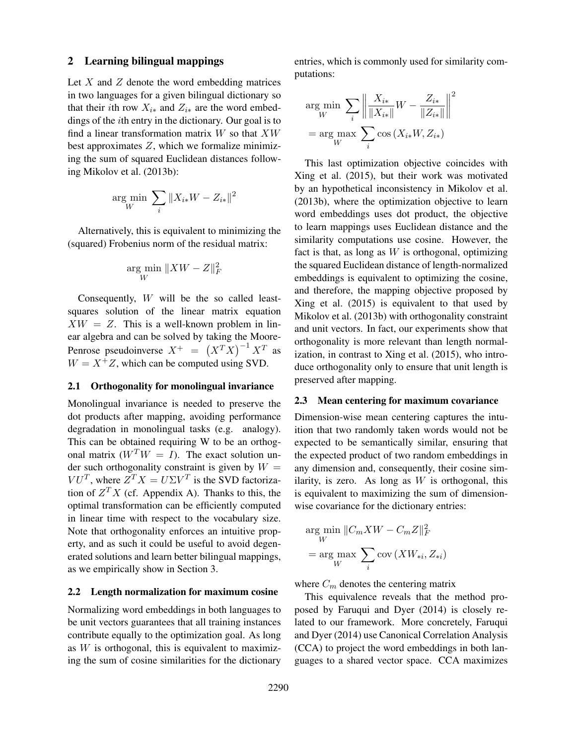## 2 Learning bilingual mappings

Let $X$ and $Z$ denote the word embedding matrices in two languages for a given bilingual dictionary so that their $i$th row $X_{i*}$ and $Z_{i*}$ are the word embeddings of the $i$th entry in the dictionary. Our goal is to find a linear transformation matrix $W$ so that $XW$ best approximates $Z$, which we formalize minimizing the sum of squared Euclidean distances following Mikolov et al. (2013b):

$$\arg\min_{W} \sum_{i} \|X_{i*}W - Z_{i*}\|^2$$

Alternatively, this is equivalent to minimizing the (squared) Frobenius norm of the residual matrix:

$$\arg\min_{W} \|XW - Z\|_F^2$$

Consequently, $W$ will be the so called least-squares solution of the linear matrix equation $XW = Z$. This is a well-known problem in linear algebra and can be solved by taking the Moore-Penrose pseudoinverse $X^+ = \left(X^T X\right)^{-1} X^T$ as $W = X^+ Z$, which can be computed using SVD.

### 2.1 Orthogonality for monolingual invariance

Monolingual invariance is needed to preserve the dot products after mapping, avoiding performance degradation in monolingual tasks (e.g. analogy). This can be obtained requiring W to be an orthogonal matrix ($W^T W = I$). The exact solution under such orthogonality constraint is given by $W = VU^T$, where $Z^T X = U \Sigma V^T$ is the SVD factorization of $Z^T X$ (cf. Appendix A). Thanks to this, the optimal transformation can be efficiently computed in linear time with respect to the vocabulary size. Note that orthogonality enforces an intuitive property, and as such it could be useful to avoid degenerated solutions and learn better bilingual mappings, as we empirically show in Section 3.

### 2.2 Length normalization for maximum cosine

Normalizing word embeddings in both languages to be unit vectors guarantees that all training instances contribute equally to the optimization goal. As long as $W$ is orthogonal, this is equivalent to maximizing the sum of cosine similarities for the dictionary entries, which is commonly used for similarity computations:

$$\arg\min_{W} \sum_{i} \left\| \frac{X_{i*}}{\|X_{i*}\|} W - \frac{Z_{i*}}{\|Z_{i*}\|} \right\|^2$$
$$= \arg\max_{W} \sum_{i} \cos\left(X_{i*}W, Z_{i*}\right)$$

This last optimization objective coincides with Xing et al. (2015), but their work was motivated by an hypothetical inconsistency in Mikolov et al. (2013b), where the optimization objective to learn word embeddings uses dot product, the objective to learn mappings uses Euclidean distance and the similarity computations use cosine. However, the fact is that, as long as $W$ is orthogonal, optimizing the squared Euclidean distance of length-normalized embeddings is equivalent to optimizing the cosine, and therefore, the mapping objective proposed by Xing et al. (2015) is equivalent to that used by Mikolov et al. (2013b) with orthogonality constraint and unit vectors. In fact, our experiments show that orthogonality is more relevant than length normalization, in contrast to Xing et al. (2015), who introduce orthogonality only to ensure that unit length is preserved after mapping.

### 2.3 Mean centering for maximum covariance

Dimension-wise mean centering captures the intuition that two randomly taken words would not be expected to be semantically similar, ensuring that the expected product of two random embeddings in any dimension and, consequently, their cosine similarity, is zero. As long as $W$ is orthogonal, this is equivalent to maximizing the sum of dimension-wise covariance for the dictionary entries:

$$\arg\min_{W} \|C_m XW - C_m Z\|_F^2$$
$$= \arg\max_{W} \sum_{i} \operatorname{cov}\left(XW_{*i}, Z_{*i}\right)$$

where $C_m$ denotes the centering matrix

This equivalence reveals that the method proposed by Faruqui and Dyer (2014) is closely related to our framework. More concretely, Faruqui and Dyer (2014) use Canonical Correlation Analysis (CCA) to project the word embeddings in both languages to a shared vector space. CCA maximizes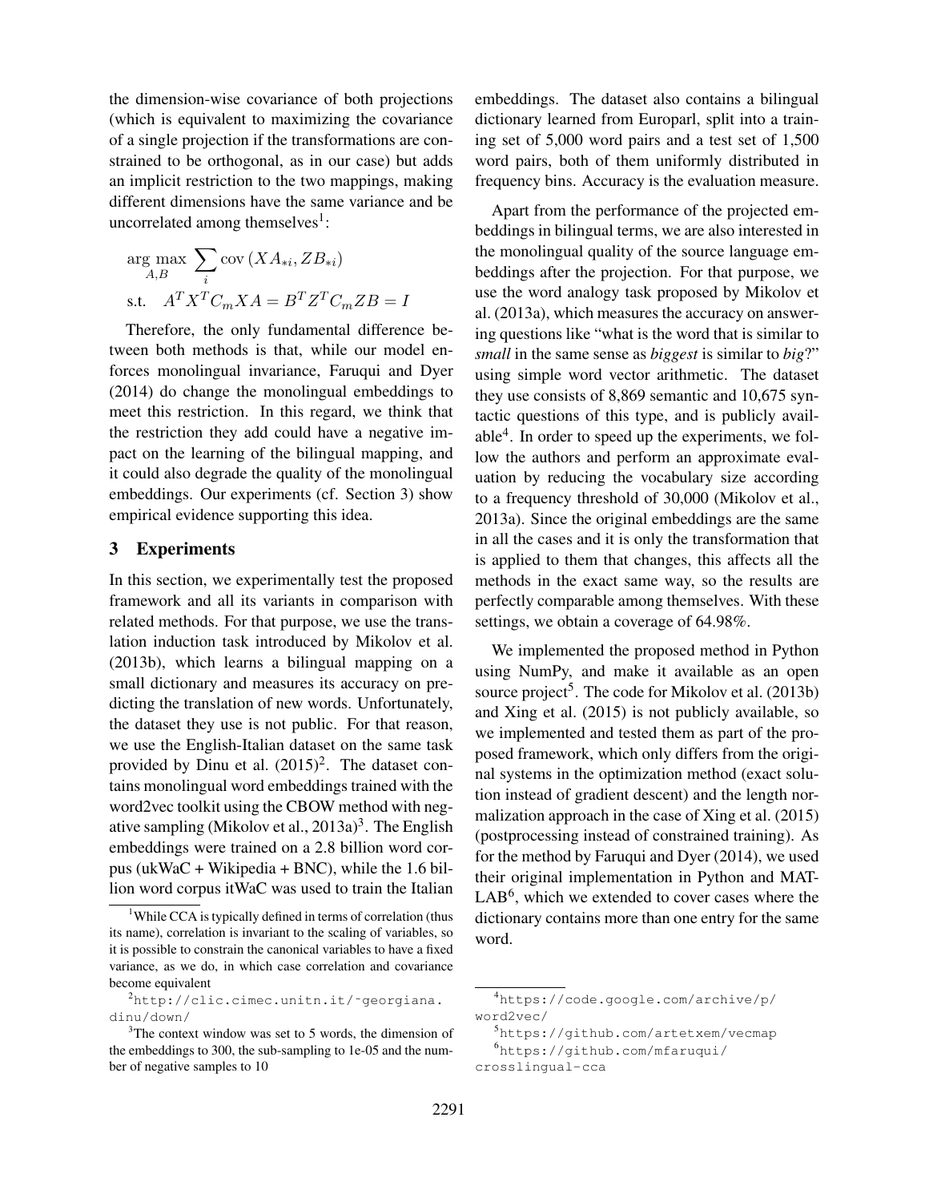the dimension-wise covariance of both projections (which is equivalent to maximizing the covariance of a single projection if the transformations are constrained to be orthogonal, as in our case) but adds an implicit restriction to the two mappings, making different dimensions have the same variance and be uncorrelated among themselves[1]:

$$\arg\max_{A,B} \sum_i \text{cov}\left(XA_{*i}, ZB_{*i}\right)$$
$$\text{s.t.} \quad A^T X^T C_m X A = B^T Z^T C_m Z B = I$$

Therefore, the only fundamental difference between both methods is that, while our model enforces monolingual invariance, Faruqui and Dyer (2014) do change the monolingual embeddings to meet this restriction. In this regard, we think that the restriction they add could have a negative impact on the learning of the bilingual mapping, and it could also degrade the quality of the monolingual embeddings. Our experiments (cf. Section 3) show empirical evidence supporting this idea.

## 3 Experiments

In this section, we experimentally test the proposed framework and all its variants in comparison with related methods. For that purpose, we use the translation induction task introduced by Mikolov et al. (2013b), which learns a bilingual mapping on a small dictionary and measures its accuracy on predicting the translation of new words. Unfortunately, the dataset they use is not public. For that reason, we use the English-Italian dataset on the same task provided by Dinu et al. (2015)[2]. The dataset contains monolingual word embeddings trained with the word2vec toolkit using the CBOW method with negative sampling (Mikolov et al., 2013a)[3]. The English embeddings were trained on a 2.8 billion word corpus (ukWaC + Wikipedia + BNC), while the 1.6 billion word corpus itWaC was used to train the Italian embeddings. The dataset also contains a bilingual dictionary learned from Europarl, split into a training set of 5,000 word pairs and a test set of 1,500 word pairs, both of them uniformly distributed in frequency bins. Accuracy is the evaluation measure.

Apart from the performance of the projected embeddings in bilingual terms, we are also interested in the monolingual quality of the source language embeddings after the projection. For that purpose, we use the word analogy task proposed by Mikolov et al. (2013a), which measures the accuracy on answering questions like "what is the word that is similar to *small* in the same sense as *biggest* is similar to *big*?" using simple word vector arithmetic. The dataset they use consists of 8,869 semantic and 10,675 syntactic questions of this type, and is publicly available[4]. In order to speed up the experiments, we follow the authors and perform an approximate evaluation by reducing the vocabulary size according to a frequency threshold of 30,000 (Mikolov et al., 2013a). Since the original embeddings are the same in all the cases and it is only the transformation that is applied to them that changes, this affects all the methods in the exact same way, so the results are perfectly comparable among themselves. With these settings, we obtain a coverage of 64.98%.

We implemented the proposed method in Python using NumPy, and make it available as an open source project[5]. The code for Mikolov et al. (2013b) and Xing et al. (2015) is not publicly available, so we implemented and tested them as part of the proposed framework, which only differs from the original systems in the optimization method (exact solution instead of gradient descent) and the length normalization approach in the case of Xing et al. (2015) (postprocessing instead of constrained training). As for the method by Faruqui and Dyer (2014), we used their original implementation in Python and MATLAB[6], which we extended to cover cases where the dictionary contains more than one entry for the same word.

---

[1] While CCA is typically defined in terms of correlation (thus its name), correlation is invariant to the scaling of variables, so it is possible to constrain the canonical variables to have a fixed variance, as we do, in which case correlation and covariance become equivalent

[2] http://clic.cimec.unitn.it/~georgiana.dinu/down/

[3] The context window was set to 5 words, the dimension of the embeddings to 300, the sub-sampling to 1e-05 and the number of negative samples to 10

[4] https://code.google.com/archive/p/word2vec/

[5] https://github.com/artetxem/vecmap

[6] https://github.com/mfaruqui/crosslingual-cca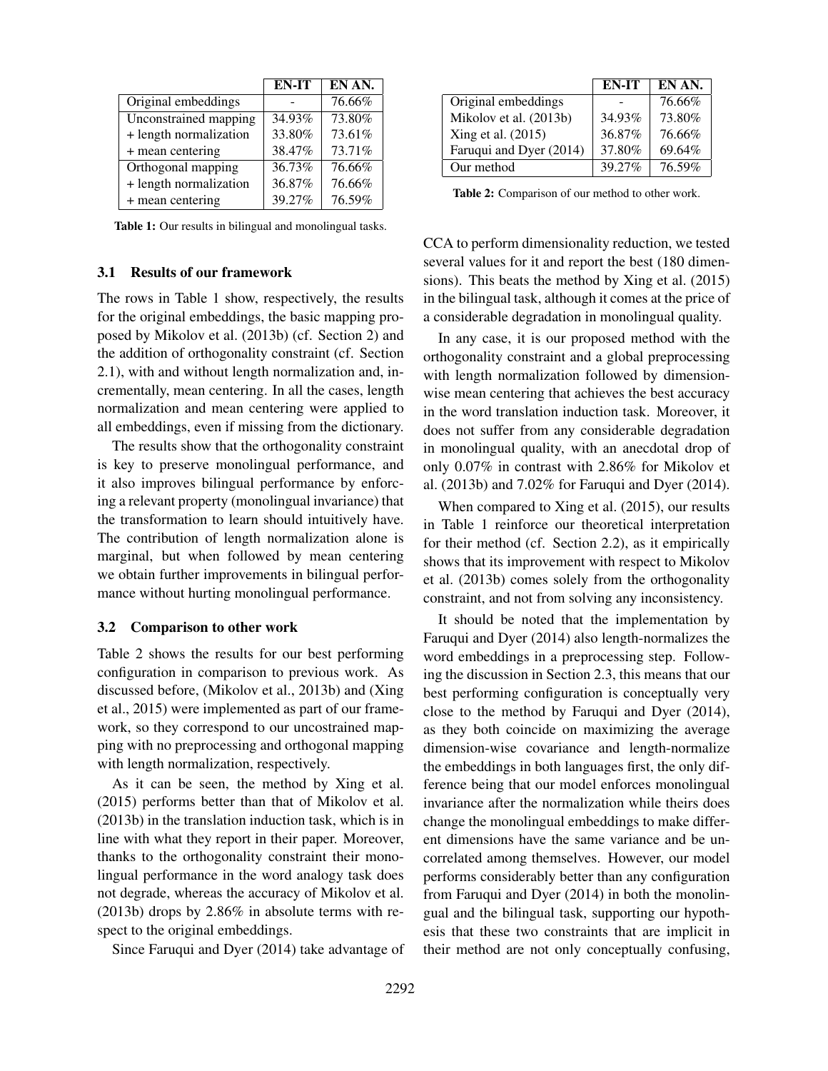| | EN-IT | EN AN. |
|---|---|---|
| Original embeddings | - | 76.66% |
| Unconstrained mapping | 34.93% | 73.80% |
| + length normalization | 33.80% | 73.61% |
| + mean centering | 38.47% | 73.71% |
| Orthogonal mapping | 36.73% | 76.66% |
| + length normalization | 36.87% | 76.66% |
| + mean centering | 39.27% | 76.59% |

**Table 1:** Our results in bilingual and monolingual tasks.

### 3.1 Results of our framework

The rows in Table 1 show, respectively, the results for the original embeddings, the basic mapping proposed by Mikolov et al. (2013b) (cf. Section 2) and the addition of orthogonality constraint (cf. Section 2.1), with and without length normalization and, incrementally, mean centering. In all the cases, length normalization and mean centering were applied to all embeddings, even if missing from the dictionary.

The results show that the orthogonality constraint is key to preserve monolingual performance, and it also improves bilingual performance by enforcing a relevant property (monolingual invariance) that the transformation to learn should intuitively have. The contribution of length normalization alone is marginal, but when followed by mean centering we obtain further improvements in bilingual performance without hurting monolingual performance.

### 3.2 Comparison to other work

Table 2 shows the results for our best performing configuration in comparison to previous work. As discussed before, (Mikolov et al., 2013b) and (Xing et al., 2015) were implemented as part of our framework, so they correspond to our uncostrained mapping with no preprocessing and orthogonal mapping with length normalization, respectively.

As it can be seen, the method by Xing et al. (2015) performs better than that of Mikolov et al. (2013b) in the translation induction task, which is in line with what they report in their paper. Moreover, thanks to the orthogonality constraint their monolingual performance in the word analogy task does not degrade, whereas the accuracy of Mikolov et al. (2013b) drops by 2.86% in absolute terms with respect to the original embeddings.

Since Faruqui and Dyer (2014) take advantage of CCA to perform dimensionality reduction, we tested several values for it and report the best (180 dimensions). This beats the method by Xing et al. (2015) in the bilingual task, although it comes at the price of a considerable degradation in monolingual quality.

| | EN-IT | EN AN. |
|---|---|---|
| Original embeddings | - | 76.66% |
| Mikolov et al. (2013b) | 34.93% | 73.80% |
| Xing et al. (2015) | 36.87% | 76.66% |
| Faruqui and Dyer (2014) | 37.80% | 69.64% |
| Our method | 39.27% | 76.59% |

**Table 2:** Comparison of our method to other work.

In any case, it is our proposed method with the orthogonality constraint and a global preprocessing with length normalization followed by dimension-wise mean centering that achieves the best accuracy in the word translation induction task. Moreover, it does not suffer from any considerable degradation in monolingual quality, with an anecdotal drop of only 0.07% in contrast with 2.86% for Mikolov et al. (2013b) and 7.02% for Faruqui and Dyer (2014).

When compared to Xing et al. (2015), our results in Table 1 reinforce our theoretical interpretation for their method (cf. Section 2.2), as it empirically shows that its improvement with respect to Mikolov et al. (2013b) comes solely from the orthogonality constraint, and not from solving any inconsistency.

It should be noted that the implementation by Faruqui and Dyer (2014) also length-normalizes the word embeddings in a preprocessing step. Following the discussion in Section 2.3, this means that our best performing configuration is conceptually very close to the method by Faruqui and Dyer (2014), as they both coincide on maximizing the average dimension-wise covariance and length-normalize the embeddings in both languages first, the only difference being that our model enforces monolingual invariance after the normalization while theirs does change the monolingual embeddings to make different dimensions have the same variance and be uncorrelated among themselves. However, our model performs considerably better than any configuration from Faruqui and Dyer (2014) in both the monolingual and the bilingual task, supporting our hypothesis that these two constraints that are implicit in their method are not only conceptually confusing,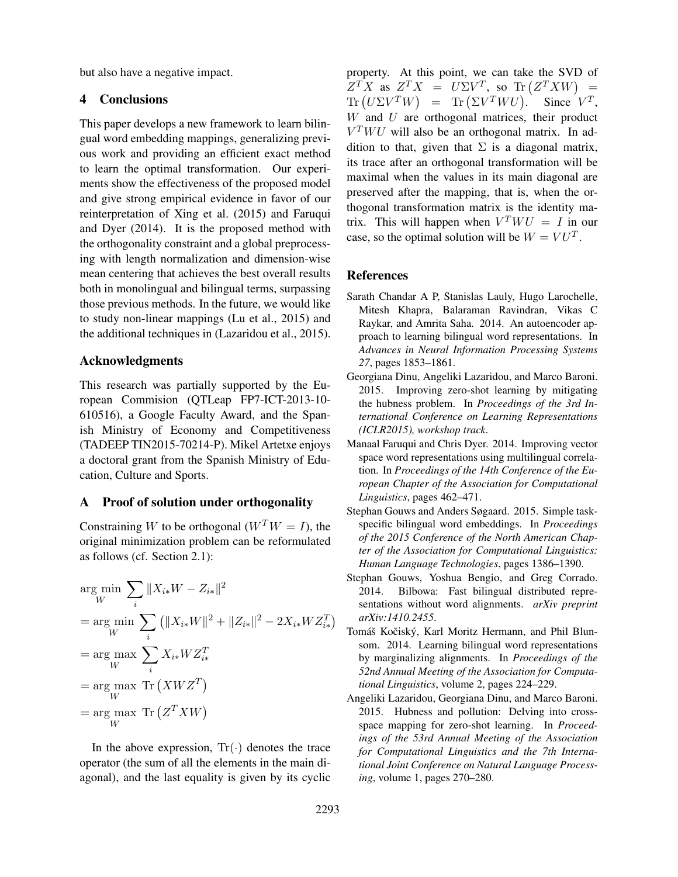but also have a negative impact.

## 4 Conclusions

This paper develops a new framework to learn bilingual word embedding mappings, generalizing previous work and providing an efficient exact method to learn the optimal transformation. Our experiments show the effectiveness of the proposed model and give strong empirical evidence in favor of our reinterpretation of Xing et al. (2015) and Faruqui and Dyer (2014). It is the proposed method with the orthogonality constraint and a global preprocessing with length normalization and dimension-wise mean centering that achieves the best overall results both in monolingual and bilingual terms, surpassing those previous methods. In the future, we would like to study non-linear mappings (Lu et al., 2015) and the additional techniques in (Lazaridou et al., 2015).

## Acknowledgments

This research was partially supported by the European Commision (QTLeap FP7-ICT-2013-10-610516), a Google Faculty Award, and the Spanish Ministry of Economy and Competitiveness (TADEEP TIN2015-70214-P). Mikel Artetxe enjoys a doctoral grant from the Spanish Ministry of Education, Culture and Sports.

## A Proof of solution under orthogonality

Constraining $W$ to be orthogonal ($W^T W = I$), the original minimization problem can be reformulated as follows (cf. Section 2.1):

$$
\begin{aligned}
&\arg\min_W \sum_i \|X_{i*}W - Z_{i*}\|^2 \\
&= \arg\min_W \sum_i \left(\|X_{i*}W\|^2 + \|Z_{i*}\|^2 - 2X_{i*}WZ_{i*}^T\right) \\
&= \arg\max_W \sum_i X_{i*}WZ_{i*}^T \\
&= \arg\max_W \ \mathrm{Tr}\left(XWZ^T\right) \\
&= \arg\max_W \ \mathrm{Tr}\left(Z^T XW\right)
\end{aligned}
$$

In the above expression, $\mathrm{Tr}(\cdot)$ denotes the trace operator (the sum of all the elements in the main diagonal), and the last equality is given by its cyclic property. At this point, we can take the SVD of $Z^T X$ as $Z^T X = U\Sigma V^T$, so $\mathrm{Tr}\left(Z^T XW\right) = \mathrm{Tr}\left(U\Sigma V^T W\right) = \mathrm{Tr}\left(\Sigma V^T WU\right)$. Since $V^T$, $W$ and $U$ are orthogonal matrices, their product $V^T WU$ will also be an orthogonal matrix. In addition to that, given that $\Sigma$ is a diagonal matrix, its trace after an orthogonal transformation will be maximal when the values in its main diagonal are preserved after the mapping, that is, when the orthogonal transformation matrix is the identity matrix. This will happen when $V^T WU = I$ in our case, so the optimal solution will be $W = VU^T$.

## References

Sarath Chandar A P, Stanislas Lauly, Hugo Larochelle, Mitesh Khapra, Balaraman Ravindran, Vikas C Raykar, and Amrita Saha. 2014. An autoencoder approach to learning bilingual word representations. In *Advances in Neural Information Processing Systems 27*, pages 1853–1861.

Georgiana Dinu, Angeliki Lazaridou, and Marco Baroni. 2015. Improving zero-shot learning by mitigating the hubness problem. In *Proceedings of the 3rd International Conference on Learning Representations (ICLR2015), workshop track*.

Manaal Faruqui and Chris Dyer. 2014. Improving vector space word representations using multilingual correlation. In *Proceedings of the 14th Conference of the European Chapter of the Association for Computational Linguistics*, pages 462–471.

Stephan Gouws and Anders Søgaard. 2015. Simple task-specific bilingual word embeddings. In *Proceedings of the 2015 Conference of the North American Chapter of the Association for Computational Linguistics: Human Language Technologies*, pages 1386–1390.

Stephan Gouws, Yoshua Bengio, and Greg Corrado. 2014. Bilbowa: Fast bilingual distributed representations without word alignments. *arXiv preprint arXiv:1410.2455*.

Tomáš Kočiský, Karl Moritz Hermann, and Phil Blunsom. 2014. Learning bilingual word representations by marginalizing alignments. In *Proceedings of the 52nd Annual Meeting of the Association for Computational Linguistics*, volume 2, pages 224–229.

Angeliki Lazaridou, Georgiana Dinu, and Marco Baroni. 2015. Hubness and pollution: Delving into cross-space mapping for zero-shot learning. In *Proceedings of the 53rd Annual Meeting of the Association for Computational Linguistics and the 7th International Joint Conference on Natural Language Processing*, volume 1, pages 270–280.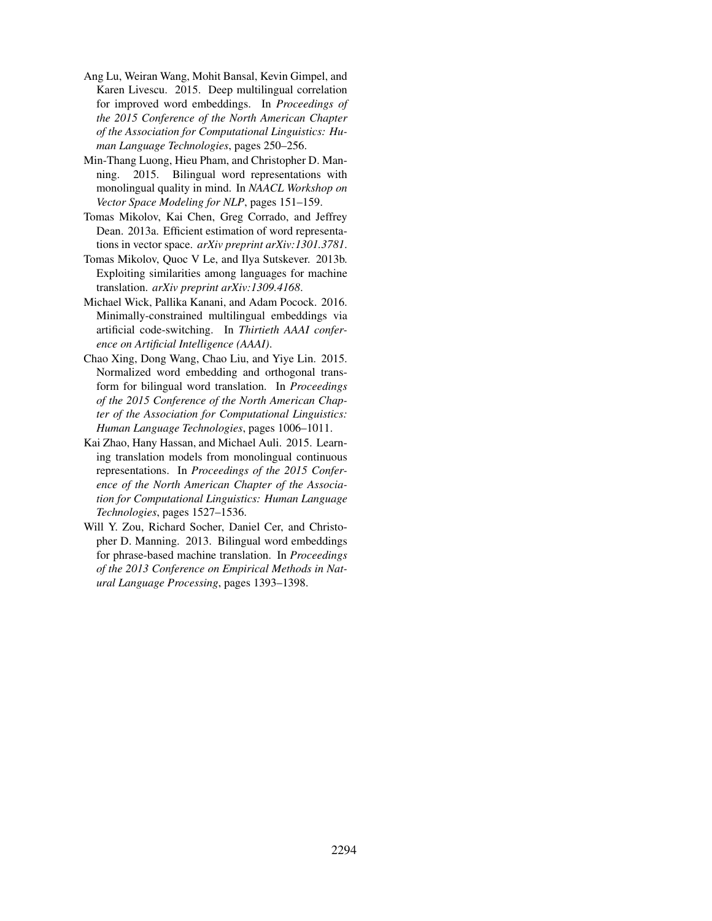Ang Lu, Weiran Wang, Mohit Bansal, Kevin Gimpel, and Karen Livescu. 2015. Deep multilingual correlation for improved word embeddings. In *Proceedings of the 2015 Conference of the North American Chapter of the Association for Computational Linguistics: Human Language Technologies*, pages 250–256.

Min-Thang Luong, Hieu Pham, and Christopher D. Manning. 2015. Bilingual word representations with monolingual quality in mind. In *NAACL Workshop on Vector Space Modeling for NLP*, pages 151–159.

Tomas Mikolov, Kai Chen, Greg Corrado, and Jeffrey Dean. 2013a. Efficient estimation of word representations in vector space. *arXiv preprint arXiv:1301.3781*.

Tomas Mikolov, Quoc V Le, and Ilya Sutskever. 2013b. Exploiting similarities among languages for machine translation. *arXiv preprint arXiv:1309.4168*.

Michael Wick, Pallika Kanani, and Adam Pocock. 2016. Minimally-constrained multilingual embeddings via artificial code-switching. In *Thirtieth AAAI conference on Artificial Intelligence (AAAI)*.

Chao Xing, Dong Wang, Chao Liu, and Yiye Lin. 2015. Normalized word embedding and orthogonal transform for bilingual word translation. In *Proceedings of the 2015 Conference of the North American Chapter of the Association for Computational Linguistics: Human Language Technologies*, pages 1006–1011.

Kai Zhao, Hany Hassan, and Michael Auli. 2015. Learning translation models from monolingual continuous representations. In *Proceedings of the 2015 Conference of the North American Chapter of the Association for Computational Linguistics: Human Language Technologies*, pages 1527–1536.

Will Y. Zou, Richard Socher, Daniel Cer, and Christopher D. Manning. 2013. Bilingual word embeddings for phrase-based machine translation. In *Proceedings of the 2013 Conference on Empirical Methods in Natural Language Processing*, pages 1393–1398.